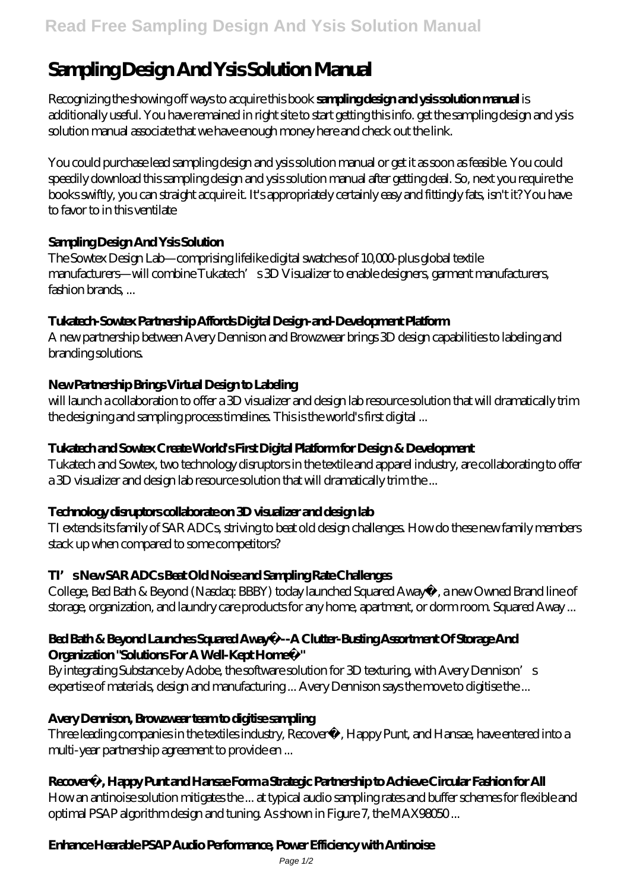# Sampling Design And Ysis Solution Manual

Recognizing the showing off ways to acquire this book **sampling design and ysis solution manual** is additionally useful. You have remained in right site to start getting this info. get the sampling design and ysis solution manual associate that we have enough money here and check out the link.

You could purchase lead sampling design and ysis solution manual or get it as soon as feasible. You could speedily download this sampling design and ysis solution manual after getting deal. So, next you require the books swiftly, you can straight acquire it. It's appropriately certainly easy and fittingly fats, isn't it? You have to favor to in this ventilate

### Sampling Design And Ysis Solution

The Sowtex Design Lab—comprising lifelike digital swatches of 10,000-plus global textile manufacturers—will combine Tukatech's 3D Visualizer to enable designers, garment manufacturers, fashion brands, ...

### Tukatech-Sowtex Partnership Affords Digital Design-and-Development Platform

A new partnership between Avery Dennison and Browzwear brings 3D design capabilities to labeling and branding solutions.

### New Partnership Brings Virtual Design to Labeling

will launch a collaboration to offer a 3D visualizer and design lab resource solution that will dramatically trim the designing and sampling process timelines. This is the world's first digital ...

### Tukatech and Sowtex Create World's First Digital Platform for Design & Development

Tukatech and Sowtex, two technology disruptors in the textile and apparel industry, are collaborating to offer a 3D visualizer and design lab resource solution that will dramatically trim the ...

### Technology disruptors collaborate on 3D visualizer and design lab

TI extends its family of SAR ADCs, striving to beat old design challenges. How do these new family members stack up when compared to some competitors?

### TI's New SAR ADCs Beat Old Noise and Sampling Rate Challenges

College, Bed Bath & Beyond (Nasdaq: BBBY) today launched Squared Away™, a new Owned Brand line of storage, organization, and laundry care products for any home, apartment, or dorm room. Squared Away ...

### Bed Bath & Beyond Launches Squared Away™--A Clutter-Busting Assortment Of Storage And Organization "Solutions For A Well-Kept Home™"

By integrating Substance by Adobe, the software solution for 3D texturing, with Avery Dennison's expertise of materials, design and manufacturing ... Avery Dennison says the move to digitise the ...

### Avery Dennison, Browzwear team to digitise sampling

Three leading companies in the textiles industry, Recover™, Happy Punt, and Hansae, have entered into a multi-year partnership agreement to provide en ...

### Recover™, Happy Punt and Hansae Form a Strategic Partnership to Achieve Circular Fashion for All

How an antinoise solution mitigates the ... at typical audio sampling rates and buffer schemes for flexible and optimal PSAP algorithm design and tuning. As shown in Figure 7, the MAX98050 ...

### Enhance Hearable PSAP Audio Performance, Power Efficiency with Antinoise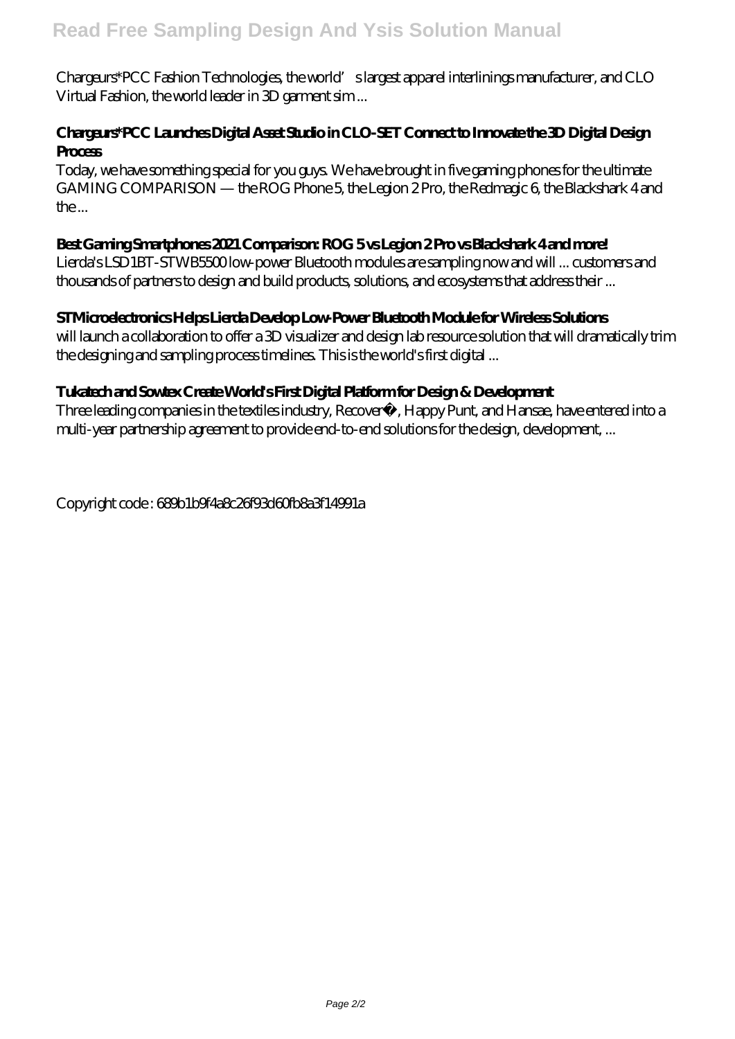Chargeurs*PCC Fashion Technologies, the world's largest apparel interlinings manufacturer, and CLO Virtual Fashion, the world leader in 3D garment sim ...

**Chargeurs*PCC Launches Digital Asset Studio in CLO-SET Connect to Innovate the 3D Digital Design Process**

Today, we have something special for you guys. We have brought in five gaming phones for the ultimate GAMING COMPARISON — the ROG Phone 5, the Legion 2 Pro, the Redmagic 6, the Blackshark 4 and the ...

**Best Gaming Smartphones 2021 Comparison: ROG 5 vs Legion 2 Pro vs Blackshark 4 and more!**

Lierda's LSD1BT-STWB5500 low-power Bluetooth modules are sampling now and will ... customers and thousands of partners to design and build products, solutions, and ecosystems that address their ...

**STMicroelectronics Helps Lierda Develop Low-Power Bluetooth Module for Wireless Solutions**

will launch a collaboration to offer a 3D visualizer and design lab resource solution that will dramatically trim the designing and sampling process timelines. This is the world's first digital ...

**Tukatech and Sowtex Create World's First Digital Platform for Design & Development**

Three leading companies in the textiles industry, Recover�, Happy Punt, and Hansae, have entered into a multi-year partnership agreement to provide end-to-end solutions for the design, development, ...

Copyright code : 689b1b9f4a8c26f93d60fb8a3f14991a